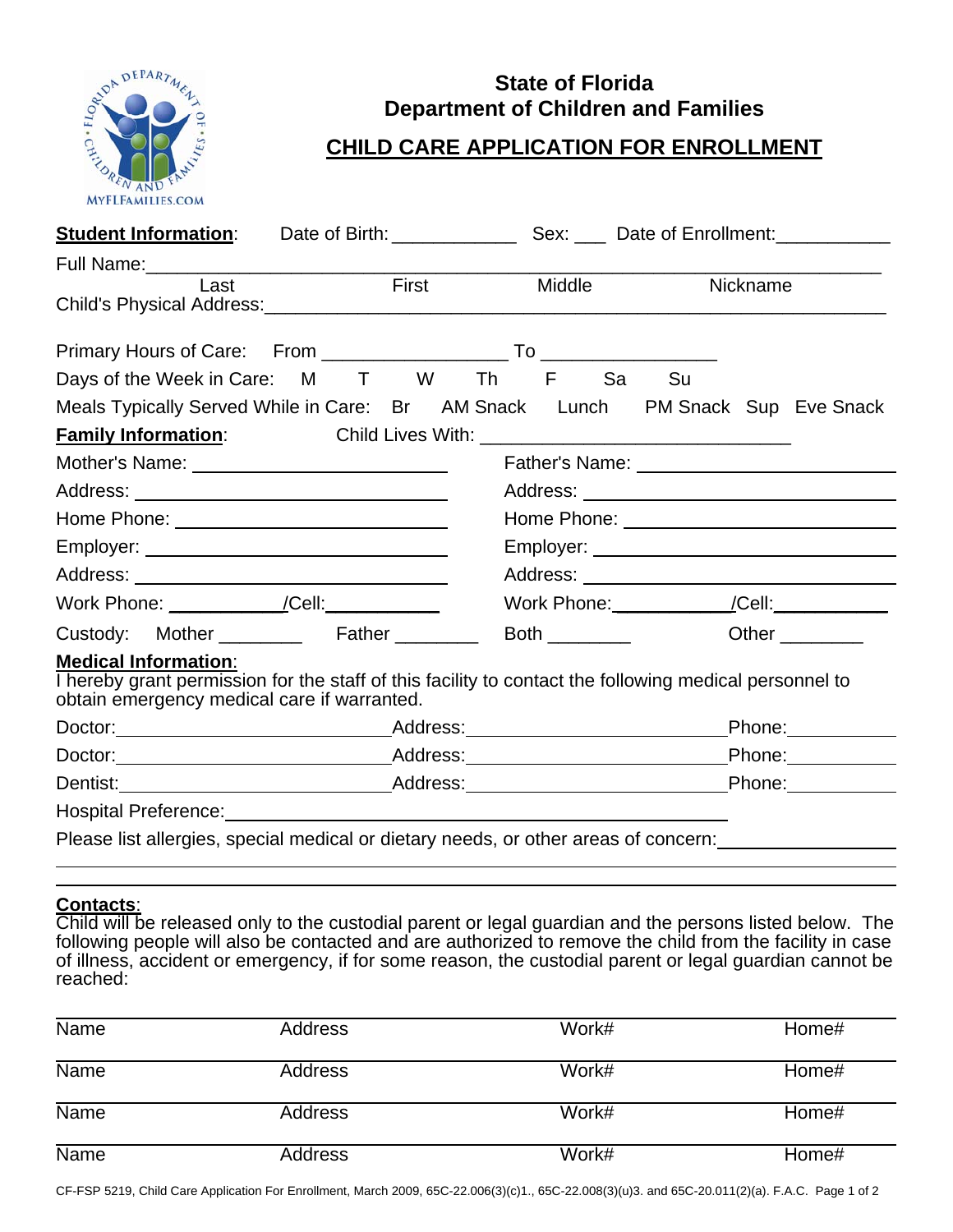**State of Florida**
**Department of Children and Families**

# CHILD CARE APPLICATION FOR ENROLLMENT

**Student Information**: Date of Birth: ____________ Sex: ___ Date of Enrollment: ___________

Full Name: ______________________________________________________________

Last First Middle Nickname

Child's Physical Address: ______________________________________________________

Primary Hours of Care: From _________________ To ________________

Days of the Week in Care: M T W Th F Sa Su

Meals Typically Served While in Care: Br AM Snack Lunch PM Snack Sup Eve Snack

**Family Information**: Child Lives With: ______________________________

| | |
|---|---|
| Mother's Name: ________________________ | Father's Name: ________________________ |
| Address: ________________________ | Address: ________________________ |
| Home Phone: ________________________ | Home Phone: ________________________ |
| Employer: ________________________ | Employer: ________________________ |
| Address: ________________________ | Address: ________________________ |
| Work Phone: ___________/Cell: ___________ | Work Phone: ___________/Cell: ___________ |

Custody: Mother ________ Father ________ Both ________ Other ________

**Medical Information**:
I hereby grant permission for the staff of this facility to contact the following medical personnel to obtain emergency medical care if warranted.

Doctor: ________________________ Address: ________________________ Phone: __________

Doctor: ________________________ Address: ________________________ Phone: __________

Dentist: ________________________ Address: ________________________ Phone: __________

Hospital Preference: ______________________________________________

Please list allergies, special medical or dietary needs, or other areas of concern: ________________

_____________________________________________________________________________

_____________________________________________________________________________

**Contacts**:
Child will be released only to the custodial parent or legal guardian and the persons listed below. The following people will also be contacted and are authorized to remove the child from the facility in case of illness, accident or emergency, if for some reason, the custodial parent or legal guardian cannot be reached:

| Name | Address | Work# | Home# |
|---|---|---|---|
| Name | Address | Work# | Home# |
| Name | Address | Work# | Home# |
| Name | Address | Work# | Home# |

CF-FSP 5219, Child Care Application For Enrollment, March 2009, 65C-22.006(3)(c)1., 65C-22.008(3)(u)3. and 65C-20.011(2)(a). F.A.C.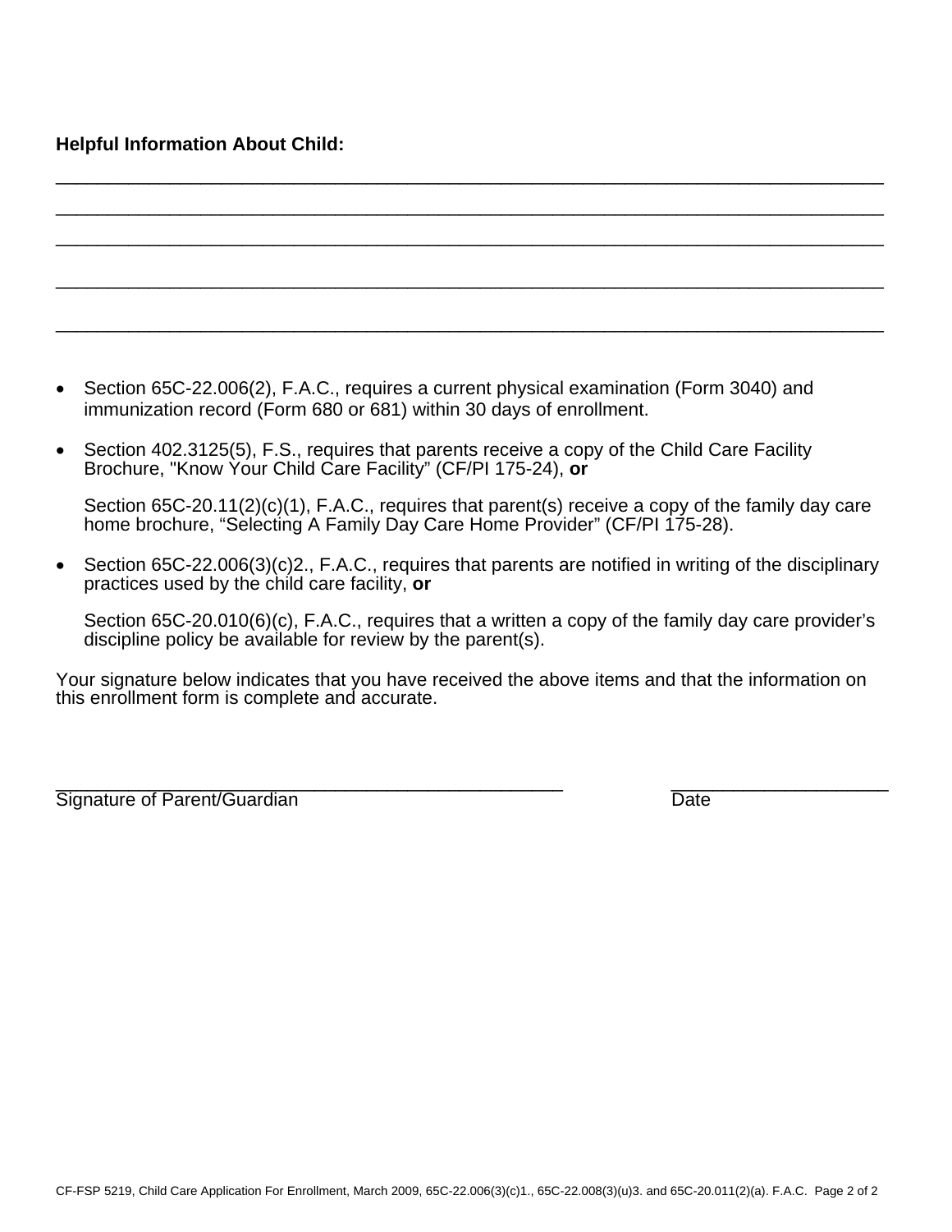**Helpful Information About Child:**

\_\_\_\_\_\_\_\_\_\_\_\_\_\_\_\_\_\_\_\_\_\_\_\_\_\_\_\_\_\_\_\_\_\_\_\_\_\_\_\_\_\_\_\_\_\_\_\_\_\_\_\_\_\_\_\_\_\_\_\_\_\_\_\_\_\_\_\_\_\_\_\_\_\_\_\_

\_\_\_\_\_\_\_\_\_\_\_\_\_\_\_\_\_\_\_\_\_\_\_\_\_\_\_\_\_\_\_\_\_\_\_\_\_\_\_\_\_\_\_\_\_\_\_\_\_\_\_\_\_\_\_\_\_\_\_\_\_\_\_\_\_\_\_\_\_\_\_\_\_\_\_\_

\_\_\_\_\_\_\_\_\_\_\_\_\_\_\_\_\_\_\_\_\_\_\_\_\_\_\_\_\_\_\_\_\_\_\_\_\_\_\_\_\_\_\_\_\_\_\_\_\_\_\_\_\_\_\_\_\_\_\_\_\_\_\_\_\_\_\_\_\_\_\_\_\_\_\_\_

\_\_\_\_\_\_\_\_\_\_\_\_\_\_\_\_\_\_\_\_\_\_\_\_\_\_\_\_\_\_\_\_\_\_\_\_\_\_\_\_\_\_\_\_\_\_\_\_\_\_\_\_\_\_\_\_\_\_\_\_\_\_\_\_\_\_\_\_\_\_\_\_\_\_\_\_

\_\_\_\_\_\_\_\_\_\_\_\_\_\_\_\_\_\_\_\_\_\_\_\_\_\_\_\_\_\_\_\_\_\_\_\_\_\_\_\_\_\_\_\_\_\_\_\_\_\_\_\_\_\_\_\_\_\_\_\_\_\_\_\_\_\_\_\_\_\_\_\_\_\_\_\_

- Section 65C-22.006(2), F.A.C., requires a current physical examination (Form 3040) and immunization record (Form 680 or 681) within 30 days of enrollment.

- Section 402.3125(5), F.S., requires that parents receive a copy of the Child Care Facility Brochure, "Know Your Child Care Facility" (CF/PI 175-24), **or**

  Section 65C-20.11(2)(c)(1), F.A.C., requires that parent(s) receive a copy of the family day care home brochure, "Selecting A Family Day Care Home Provider" (CF/PI 175-28).

- Section 65C-22.006(3)(c)2., F.A.C., requires that parents are notified in writing of the disciplinary practices used by the child care facility, **or**

  Section 65C-20.010(6)(c), F.A.C., requires that a written a copy of the family day care provider's discipline policy be available for review by the parent(s).

Your signature below indicates that you have received the above items and that the information on this enrollment form is complete and accurate.

\_\_\_\_\_\_\_\_\_\_\_\_\_\_\_\_\_\_\_\_\_\_\_\_\_\_\_\_\_\_\_\_\_\_\_\_\_\_\_\_\_\_\_\_ \_\_\_\_\_\_\_\_\_\_\_\_\_\_\_\_\_\_\_\_\_
Signature of Parent/Guardian Date

CF-FSP 5219, Child Care Application For Enrollment, March 2009, 65C-22.006(3)(c)1., 65C-22.008(3)(u)3. and 65C-20.011(2)(a). F.A.C.